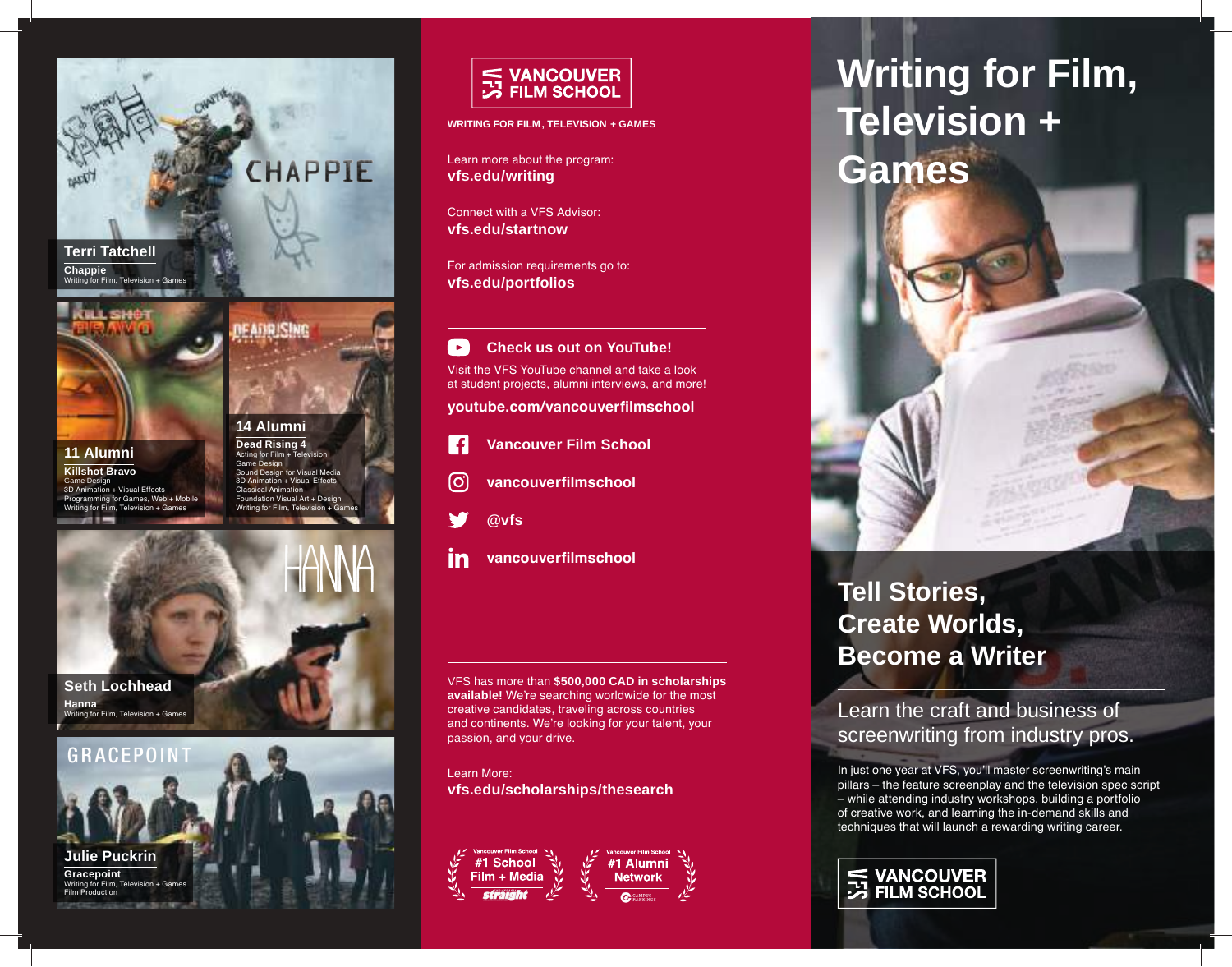**Terri Tatchell**

**Chappie**
Writing for Film, Television + Games

**11 Alumni**

**Killshot Bravo**
Game Design
3D Animation + Visual Effects
Programming for Games, Web + Mobile
Writing for Film, Television + Games

**14 Alumni**

**Dead Rising 4**
Acting for Film + Television
Game Design
Sound Design for Visual Media
3D Animation + Visual Effects
Classical Animation
Foundation Visual Art + Design
Writing for Film, Television + Games

**Seth Lochhead**

**Hanna**
Writing for Film, Television + Games

**Julie Puckrin**

**Gracepoint**
Writing for Film, Television + Games
Film Production

**VANCOUVER FILM SCHOOL**

**WRITING FOR FILM, TELEVISION + GAMES**

Learn more about the program:
**vfs.edu/writing**

Connect with a VFS Advisor:
**vfs.edu/startnow**

For admission requirements go to:
**vfs.edu/portfolios**

**Check us out on YouTube!**

Visit the VFS YouTube channel and take a look at student projects, alumni interviews, and more!

**youtube.com/vancouverfilmschool**

**Vancouver Film School**

**vancouverfilmschool**

**@vfs**

**vancouverfilmschool**

VFS has more than **$500,000 CAD in scholarships available!** We're searching worldwide for the most creative candidates, traveling across countries and continents. We're looking for your talent, your passion, and your drive.

Learn More:
**vfs.edu/scholarships/thesearch**

Vancouver Film School **#1 School Film + Media** — straight

Vancouver Film School **#1 Alumni Network** — Campus Rankings

# Writing for Film, Television + Games

## Tell Stories, Create Worlds, Become a Writer

Learn the craft and business of screenwriting from industry pros.

In just one year at VFS, you'll master screenwriting's main pillars – the feature screenplay and the television spec script – while attending industry workshops, building a portfolio of creative work, and learning the in-demand skills and techniques that will launch a rewarding writing career.

**VANCOUVER FILM SCHOOL**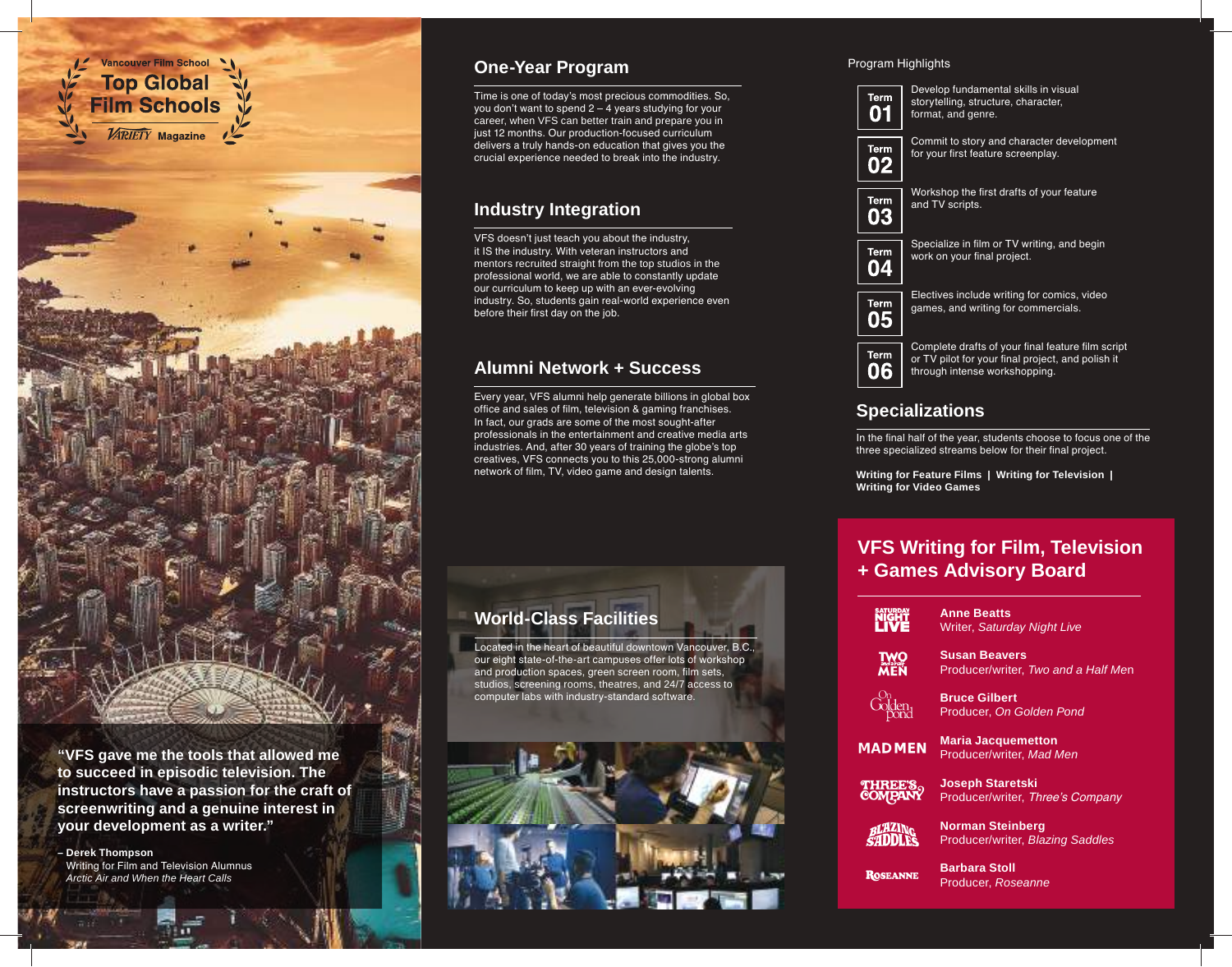Vancouver Film School

**Top Global Film Schools**

*VARIETY* Magazine

**"VFS gave me the tools that allowed me to succeed in episodic television. The instructors have a passion for the craft of screenwriting and a genuine interest in your development as a writer."**

**– Derek Thompson**
Writing for Film and Television Alumnus
*Arctic Air and When the Heart Calls*

## One-Year Program

Time is one of today's most precious commodities. So, you don't want to spend 2 – 4 years studying for your career, when VFS can better train and prepare you in just 12 months. Our production-focused curriculum delivers a truly hands-on education that gives you the crucial experience needed to break into the industry.

## Industry Integration

VFS doesn't just teach you about the industry, it IS the industry. With veteran instructors and mentors recruited straight from the top studios in the professional world, we are able to constantly update our curriculum to keep up with an ever-evolving industry. So, students gain real-world experience even before their first day on the job.

## Alumni Network + Success

Every year, VFS alumni help generate billions in global box office and sales of film, television & gaming franchises. In fact, our grads are some of the most sought-after professionals in the entertainment and creative media arts industries. And, after 30 years of training the globe's top creatives, VFS connects you to this 25,000-strong alumni network of film, TV, video game and design talents.

## World-Class Facilities

Located in the heart of beautiful downtown Vancouver, B.C., our eight state-of-the-art campuses offer lots of workshop and production spaces, green screen room, film sets, studios, screening rooms, theatres, and 24/7 access to computer labs with industry-standard software.

Program Highlights

| | |
|---|---|
| Term 01 | Develop fundamental skills in visual storytelling, structure, character, format, and genre. |
| Term 02 | Commit to story and character development for your first feature screenplay. |
| Term 03 | Workshop the first drafts of your feature and TV scripts. |
| Term 04 | Specialize in film or TV writing, and begin work on your final project. |
| Term 05 | Electives include writing for comics, video games, and writing for commercials. |
| Term 06 | Complete drafts of your final feature film script or TV pilot for your final project, and polish it through intense workshopping. |

## Specializations

In the final half of the year, students choose to focus one of the three specialized streams below for their final project.

**Writing for Feature Films | Writing for Television | Writing for Video Games**

## VFS Writing for Film, Television + Games Advisory Board

**Anne Beatts**
Writer, *Saturday Night Live*

**Susan Beavers**
Producer/writer, *Two and a Half Men*

**Bruce Gilbert**
Producer, *On Golden Pond*

**Maria Jacquemetton**
Producer/writer, *Mad Men*

**Joseph Staretski**
Producer/writer, *Three's Company*

**Norman Steinberg**
Producer/writer, *Blazing Saddles*

**Barbara Stoll**
Producer, *Roseanne*